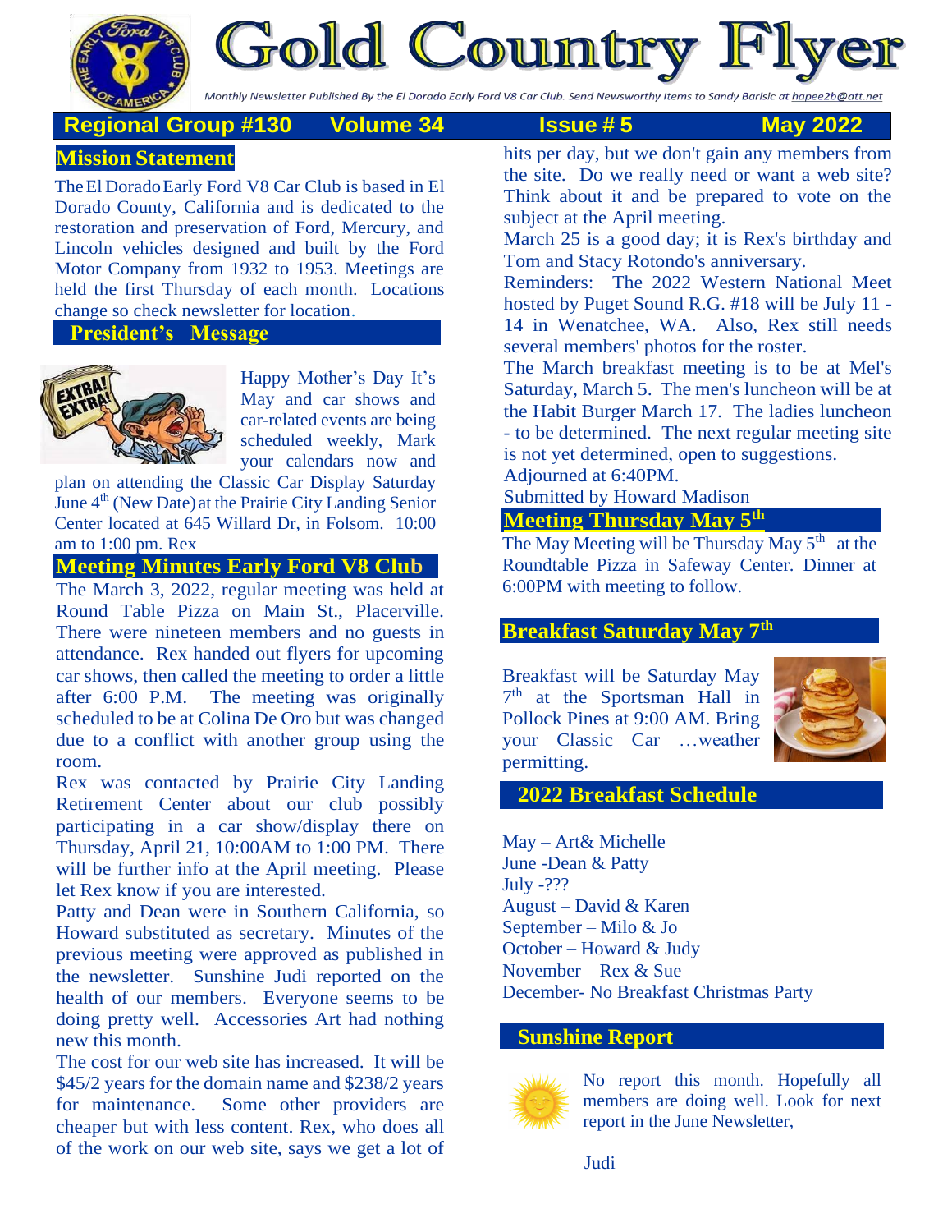# Gold Country Flyer

Monthly Newsletter Published By the El Dorado Early Ford V8 Car Club. Send Newsworthy Items to Sandy Barisic at hapee2b@att.net

**Regional Group #130 Volume 34 Issue # 5 May 2022**

## Mission Statement

The El Dorado Early Ford V8 Car Club is based in El Dorado County, California and is dedicated to the restoration and preservation of Ford, Mercury, and Lincoln vehicles designed and built by the Ford Motor Company from 1932 to 1953. Meetings are held the first Thursday of each month. Locations change so check newsletter for location.

## President's Message

Happy Mother's Day It's May and car shows and car-related events are being scheduled weekly, Mark your calendars now and plan on attending the Classic Car Display Saturday June 4th (New Date) at the Prairie City Landing Senior Center located at 645 Willard Dr, in Folsom. 10:00 am to 1:00 pm. Rex

## Meeting Minutes Early Ford V8 Club

The March 3, 2022, regular meeting was held at Round Table Pizza on Main St., Placerville. There were nineteen members and no guests in attendance. Rex handed out flyers for upcoming car shows, then called the meeting to order a little after 6:00 P.M. The meeting was originally scheduled to be at Colina De Oro but was changed due to a conflict with another group using the room.

Rex was contacted by Prairie City Landing Retirement Center about our club possibly participating in a car show/display there on Thursday, April 21, 10:00AM to 1:00 PM. There will be further info at the April meeting. Please let Rex know if you are interested.

Patty and Dean were in Southern California, so Howard substituted as secretary. Minutes of the previous meeting were approved as published in the newsletter. Sunshine Judi reported on the health of our members. Everyone seems to be doing pretty well. Accessories Art had nothing new this month.

The cost for our web site has increased. It will be $45/2 years for the domain name and $238/2 years for maintenance. Some other providers are cheaper but with less content. Rex, who does all of the work on our web site, says we get a lot of hits per day, but we don't gain any members from the site. Do we really need or want a web site? Think about it and be prepared to vote on the subject at the April meeting.

March 25 is a good day; it is Rex's birthday and Tom and Stacy Rotondo's anniversary.

Reminders: The 2022 Western National Meet hosted by Puget Sound R.G. #18 will be July 11 - 14 in Wenatchee, WA. Also, Rex still needs several members' photos for the roster.

The March breakfast meeting is to be at Mel's Saturday, March 5. The men's luncheon will be at the Habit Burger March 17. The ladies luncheon - to be determined. The next regular meeting site is not yet determined, open to suggestions.

Adjourned at 6:40PM.

Submitted by Howard Madison

## Meeting Thursday May 5th

The May Meeting will be Thursday May 5th at the Roundtable Pizza in Safeway Center. Dinner at 6:00PM with meeting to follow.

## Breakfast Saturday May 7th

Breakfast will be Saturday May 7th at the Sportsman Hall in Pollock Pines at 9:00 AM. Bring your Classic Car …weather permitting.

## 2022 Breakfast Schedule

May – Art& Michelle
June -Dean & Patty
July -???
August – David & Karen
September – Milo & Jo
October – Howard & Judy
November – Rex & Sue
December- No Breakfast Christmas Party

## Sunshine Report

No report this month. Hopefully all members are doing well. Look for next report in the June Newsletter,

Judi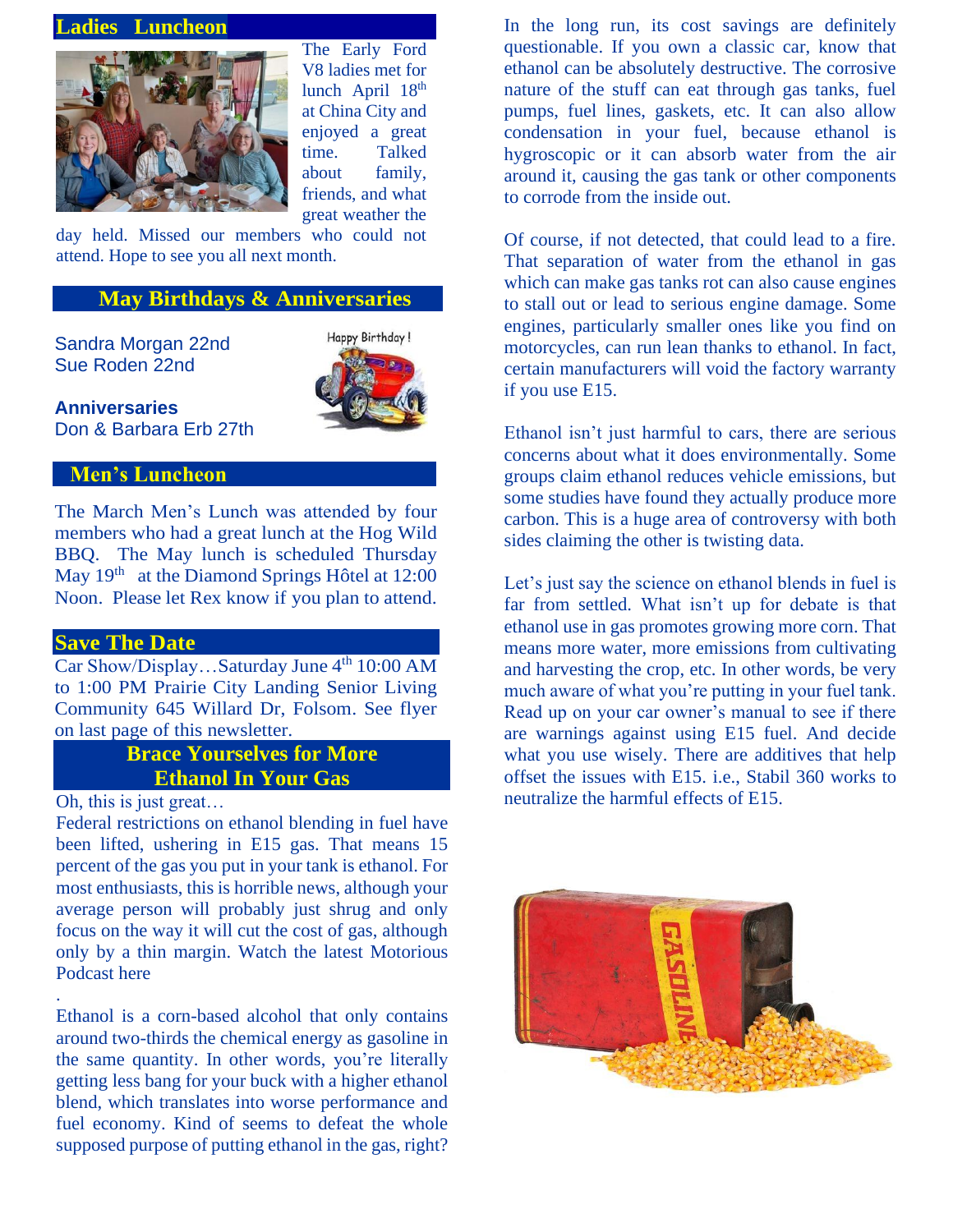## Ladies Luncheon

The Early Ford V8 ladies met for lunch April 18th at China City and enjoyed a great time. Talked about family, friends, and what great weather the day held. Missed our members who could not attend. Hope to see you all next month.

## May Birthdays & Anniversaries

Sandra Morgan 22nd
Sue Roden 22nd

Happy Birthday!

**Anniversaries**
Don & Barbara Erb 27th

## Men's Luncheon

The March Men's Lunch was attended by four members who had a great lunch at the Hog Wild BBQ. The May lunch is scheduled Thursday May 19th at the Diamond Springs Hôtel at 12:00 Noon. Please let Rex know if you plan to attend.

## Save The Date

Car Show/Display…Saturday June 4th 10:00 AM to 1:00 PM Prairie City Landing Senior Living Community 645 Willard Dr, Folsom. See flyer on last page of this newsletter.

## Brace Yourselves for More Ethanol In Your Gas

Oh, this is just great…

Federal restrictions on ethanol blending in fuel have been lifted, ushering in E15 gas. That means 15 percent of the gas you put in your tank is ethanol. For most enthusiasts, this is horrible news, although your average person will probably just shrug and only focus on the way it will cut the cost of gas, although only by a thin margin. Watch the latest Motorious Podcast here

.

Ethanol is a corn-based alcohol that only contains around two-thirds the chemical energy as gasoline in the same quantity. In other words, you're literally getting less bang for your buck with a higher ethanol blend, which translates into worse performance and fuel economy. Kind of seems to defeat the whole supposed purpose of putting ethanol in the gas, right?

In the long run, its cost savings are definitely questionable. If you own a classic car, know that ethanol can be absolutely destructive. The corrosive nature of the stuff can eat through gas tanks, fuel pumps, fuel lines, gaskets, etc. It can also allow condensation in your fuel, because ethanol is hygroscopic or it can absorb water from the air around it, causing the gas tank or other components to corrode from the inside out.

Of course, if not detected, that could lead to a fire. That separation of water from the ethanol in gas which can make gas tanks rot can also cause engines to stall out or lead to serious engine damage. Some engines, particularly smaller ones like you find on motorcycles, can run lean thanks to ethanol. In fact, certain manufacturers will void the factory warranty if you use E15.

Ethanol isn't just harmful to cars, there are serious concerns about what it does environmentally. Some groups claim ethanol reduces vehicle emissions, but some studies have found they actually produce more carbon. This is a huge area of controversy with both sides claiming the other is twisting data.

Let's just say the science on ethanol blends in fuel is far from settled. What isn't up for debate is that ethanol use in gas promotes growing more corn. That means more water, more emissions from cultivating and harvesting the crop, etc. In other words, be very much aware of what you're putting in your fuel tank. Read up on your car owner's manual to see if there are warnings against using E15 fuel. And decide what you use wisely. There are additives that help offset the issues with E15. i.e., Stabil 360 works to neutralize the harmful effects of E15.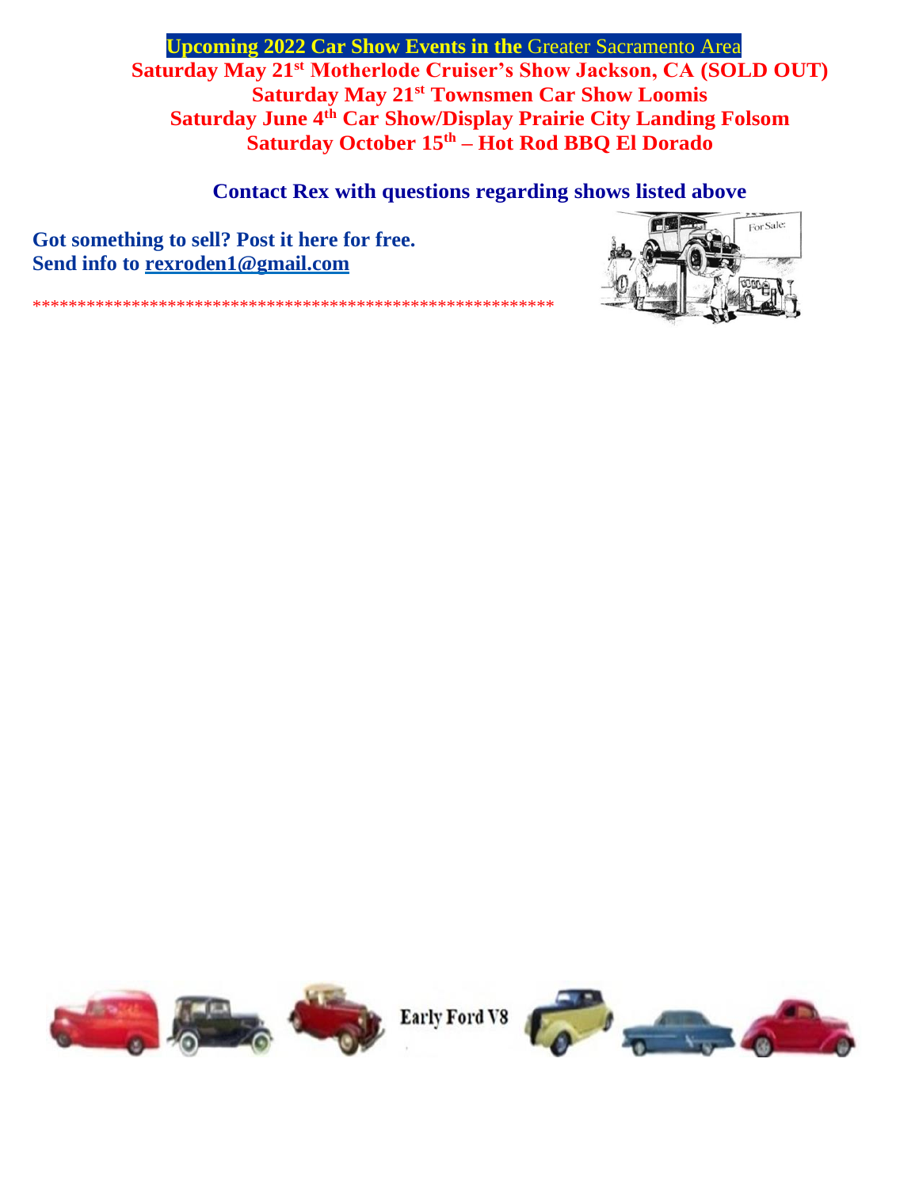**Upcoming 2022 Car Show Events in the** Greater Sacramento Area

**Saturday May 21st Motherlode Cruiser's Show Jackson, CA (SOLD OUT)**

**Saturday May 21st Townsmen Car Show Loomis**

**Saturday June 4th Car Show/Display Prairie City Landing Folsom**

**Saturday October 15th – Hot Rod BBQ El Dorado**

**Contact Rex with questions regarding shows listed above**

**Got something to sell? Post it here for free.**
**Send info to rexroden1@gmail.com**

*********************************************************

Early Ford V8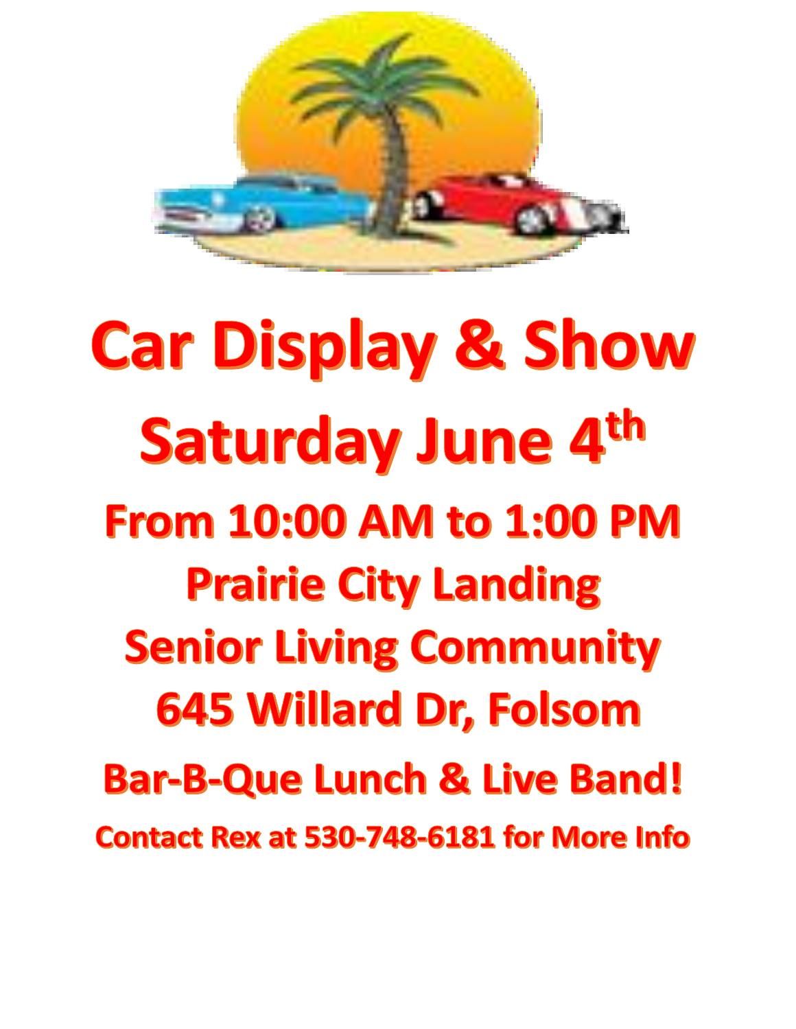# Car Display & Show

## Saturday June 4th

## From 10:00 AM to 1:00 PM

## Prairie City Landing

## Senior Living Community

## 645 Willard Dr, Folsom

## Bar-B-Que Lunch & Live Band!

**Contact Rex at 530-748-6181 for More Info**